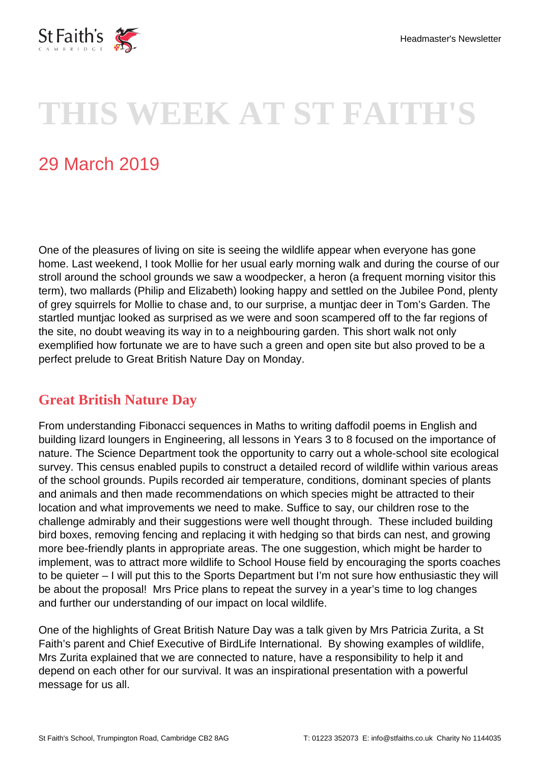# THIS WEEK AT ST FAITH'S

## 29 March 2019

One of the pleasures of living on site is seeing the wildlife appear when everyone has gone home. Last weekend, I took Mollie for her usual early morning walk and during the course of our stroll around the school grounds we saw a woodpecker, a heron (a frequent morning visitor this term), two mallards (Philip and Elizabeth) looking happy and settled on the Jubilee Pond, plenty of grey squirrels for Mollie to chase and, to our surprise, a muntjac deer in Tom's Garden. The startled muntjac looked as surprised as we were and soon scampered off to the far regions of the site, no doubt weaving its way in to a neighbouring garden. This short walk not only exemplified how fortunate we are to have such a green and open site but also proved to be a perfect prelude to Great British Nature Day on Monday.

### Great British Nature Day

From understanding Fibonacci sequences in Maths to writing daffodil poems in English and building lizard loungers in Engineering, all lessons in Years 3 to 8 focused on the importance of nature. The Science Department took the opportunity to carry out a whole-school site ecological survey. This census enabled pupils to construct a detailed record of wildlife within various areas of the school grounds. Pupils recorded air temperature, conditions, dominant species of plants and animals and then made recommendations on which species might be attracted to their location and what improvements we need to make. Suffice to say, our children rose to the challenge admirably and their suggestions were well thought through. These included building bird boxes, removing fencing and replacing it with hedging so that birds can nest, and growing more bee-friendly plants in appropriate areas. The one suggestion, which might be harder to implement, was to attract more wildlife to School House field by encouraging the sports coaches to be quieter – I will put this to the Sports Department but I'm not sure how enthusiastic they will be about the proposal! Mrs Price plans to repeat the survey in a year's time to log changes and further our understanding of our impact on local wildlife.

One of the highlights of Great British Nature Day was a talk given by Mrs Patricia Zurita, a St Faith's parent and Chief Executive of BirdLife International. By showing examples of wildlife, Mrs Zurita explained that we are connected to nature, have a responsibility to help it and depend on each other for our survival. It was an inspirational presentation with a powerful message for us all.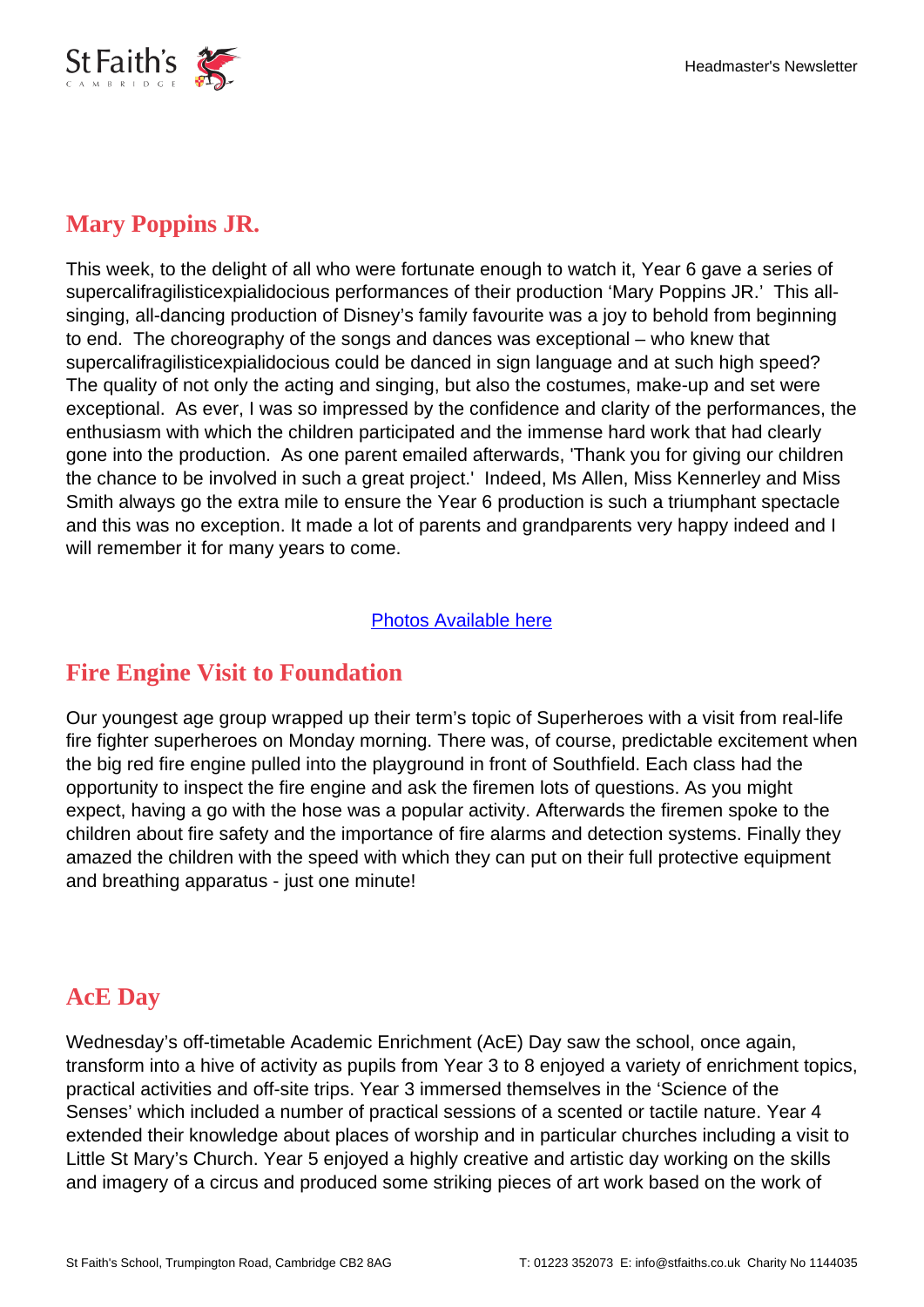## Mary Poppins JR.

This week, to the delight of all who were fortunate enough to watch it, Year 6 gave a series of supercalifragilisticexpialidocious performances of their production 'Mary Poppins JR.' This all-singing, all-dancing production of Disney's family favourite was a joy to behold from beginning to end. The choreography of the songs and dances was exceptional – who knew that supercalifragilisticexpialidocious could be danced in sign language and at such high speed? The quality of not only the acting and singing, but also the costumes, make-up and set were exceptional. As ever, I was so impressed by the confidence and clarity of the performances, the enthusiasm with which the children participated and the immense hard work that had clearly gone into the production. As one parent emailed afterwards, 'Thank you for giving our children the chance to be involved in such a great project.' Indeed, Ms Allen, Miss Kennerley and Miss Smith always go the extra mile to ensure the Year 6 production is such a triumphant spectacle and this was no exception. It made a lot of parents and grandparents very happy indeed and I will remember it for many years to come.

Photos Available here

## Fire Engine Visit to Foundation

Our youngest age group wrapped up their term's topic of Superheroes with a visit from real-life fire fighter superheroes on Monday morning. There was, of course, predictable excitement when the big red fire engine pulled into the playground in front of Southfield. Each class had the opportunity to inspect the fire engine and ask the firemen lots of questions. As you might expect, having a go with the hose was a popular activity. Afterwards the firemen spoke to the children about fire safety and the importance of fire alarms and detection systems. Finally they amazed the children with the speed with which they can put on their full protective equipment and breathing apparatus - just one minute!

## AcE Day

Wednesday's off-timetable Academic Enrichment (AcE) Day saw the school, once again, transform into a hive of activity as pupils from Year 3 to 8 enjoyed a variety of enrichment topics, practical activities and off-site trips. Year 3 immersed themselves in the 'Science of the Senses' which included a number of practical sessions of a scented or tactile nature. Year 4 extended their knowledge about places of worship and in particular churches including a visit to Little St Mary's Church. Year 5 enjoyed a highly creative and artistic day working on the skills and imagery of a circus and produced some striking pieces of art work based on the work of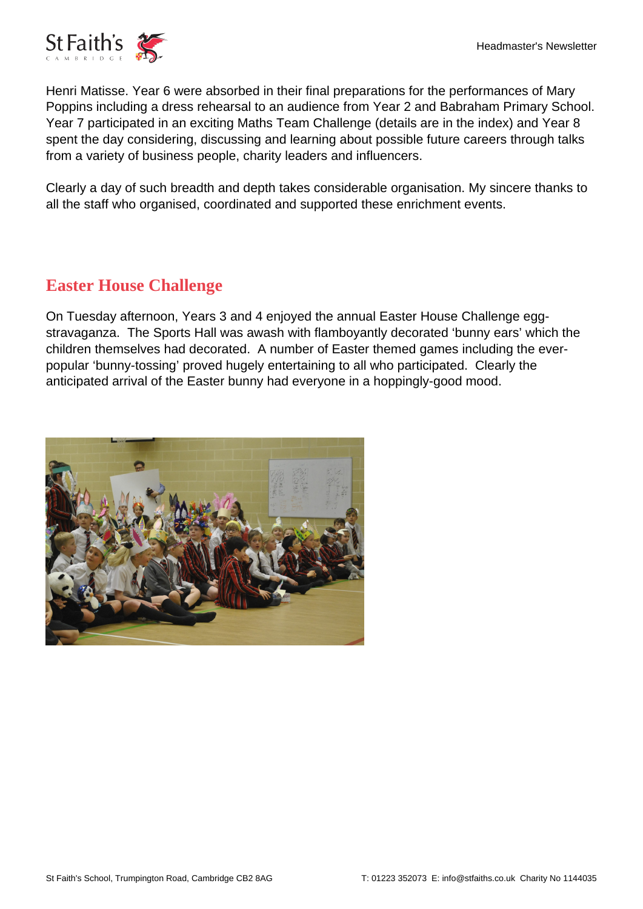Henri Matisse. Year 6 were absorbed in their final preparations for the performances of Mary Poppins including a dress rehearsal to an audience from Year 2 and Babraham Primary School. Year 7 participated in an exciting Maths Team Challenge (details are in the index) and Year 8 spent the day considering, discussing and learning about possible future careers through talks from a variety of business people, charity leaders and influencers.

Clearly a day of such breadth and depth takes considerable organisation. My sincere thanks to all the staff who organised, coordinated and supported these enrichment events.

## Easter House Challenge

On Tuesday afternoon, Years 3 and 4 enjoyed the annual Easter House Challenge egg-stravaganza. The Sports Hall was awash with flamboyantly decorated 'bunny ears' which the children themselves had decorated. A number of Easter themed games including the ever-popular 'bunny-tossing' proved hugely entertaining to all who participated. Clearly the anticipated arrival of the Easter bunny had everyone in a hoppingly-good mood.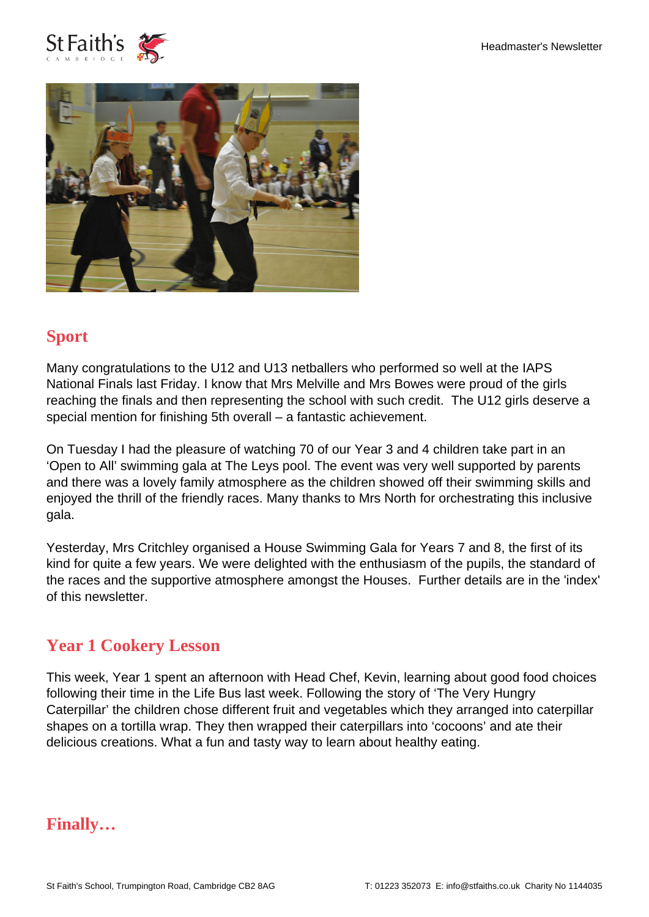## Sport

Many congratulations to the U12 and U13 netballers who performed so well at the IAPS National Finals last Friday. I know that Mrs Melville and Mrs Bowes were proud of the girls reaching the finals and then representing the school with such credit. The U12 girls deserve a special mention for finishing 5th overall – a fantastic achievement.

On Tuesday I had the pleasure of watching 70 of our Year 3 and 4 children take part in an 'Open to All' swimming gala at The Leys pool. The event was very well supported by parents and there was a lovely family atmosphere as the children showed off their swimming skills and enjoyed the thrill of the friendly races. Many thanks to Mrs North for orchestrating this inclusive gala.

Yesterday, Mrs Critchley organised a House Swimming Gala for Years 7 and 8, the first of its kind for quite a few years. We were delighted with the enthusiasm of the pupils, the standard of the races and the supportive atmosphere amongst the Houses. Further details are in the 'index' of this newsletter.

## Year 1 Cookery Lesson

This week, Year 1 spent an afternoon with Head Chef, Kevin, learning about good food choices following their time in the Life Bus last week. Following the story of 'The Very Hungry Caterpillar' the children chose different fruit and vegetables which they arranged into caterpillar shapes on a tortilla wrap. They then wrapped their caterpillars into 'cocoons' and ate their delicious creations. What a fun and tasty way to learn about healthy eating.

## Finally…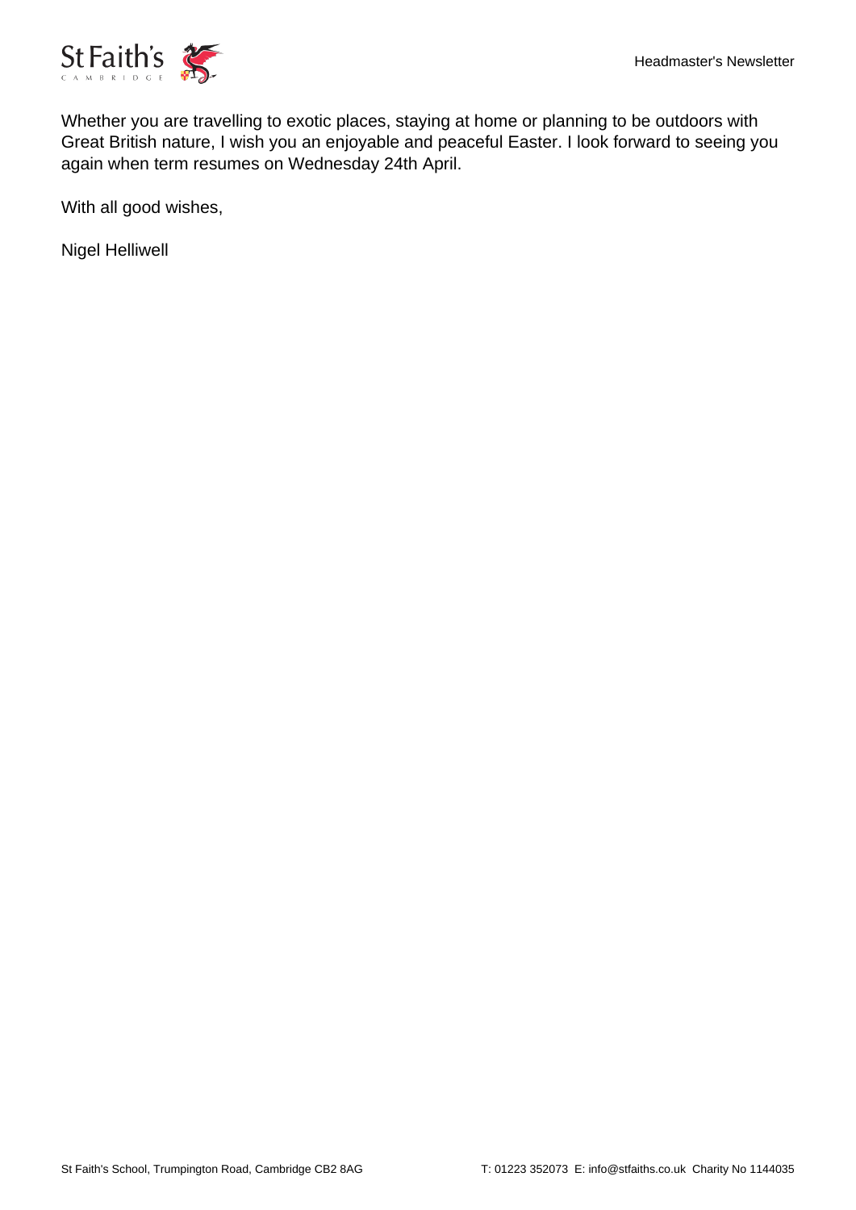Whether you are travelling to exotic places, staying at home or planning to be outdoors with Great British nature, I wish you an enjoyable and peaceful Easter. I look forward to seeing you again when term resumes on Wednesday 24th April.

With all good wishes,

Nigel Helliwell